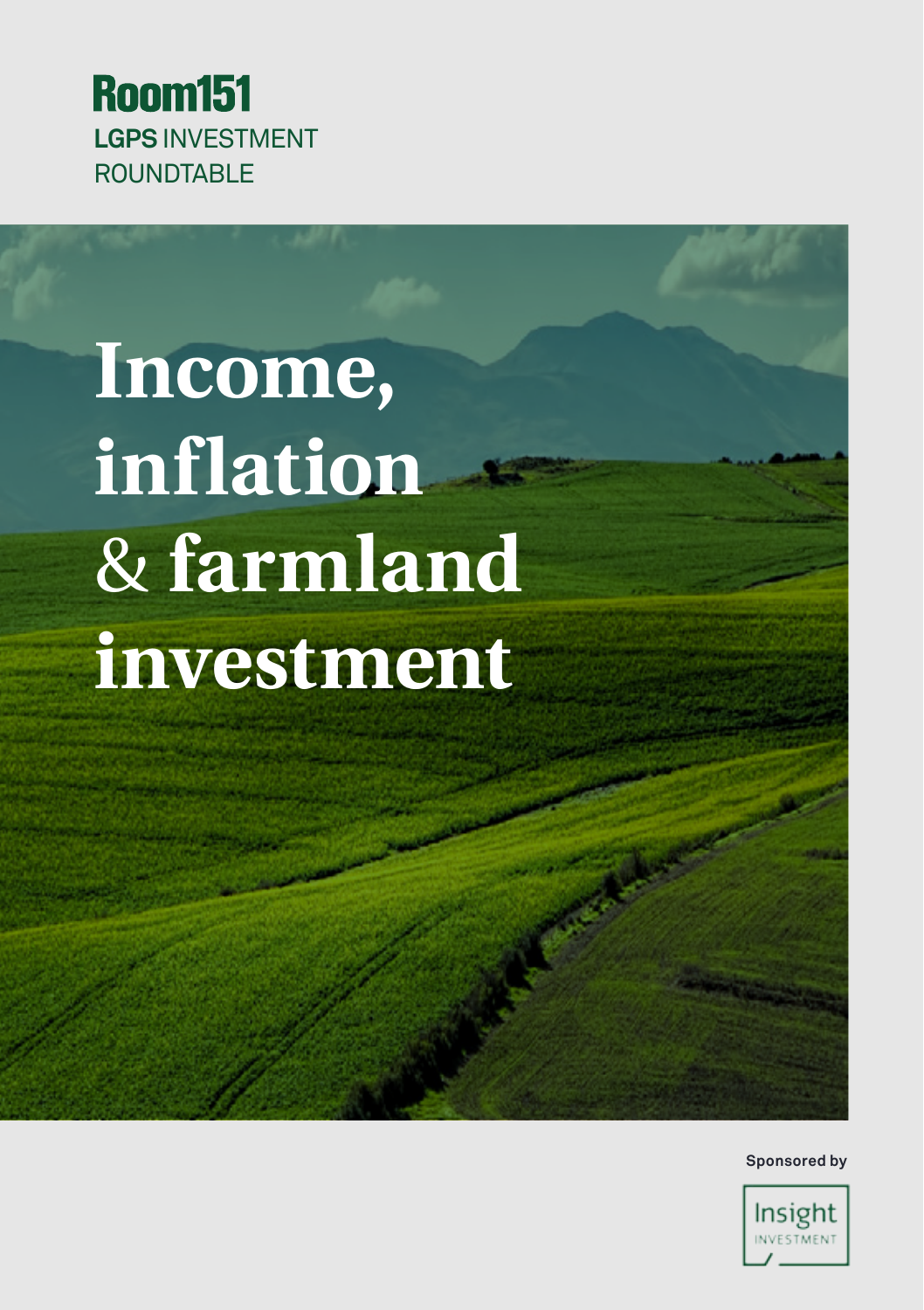Room151

LGPS INVESTMENT ROUNDTABLE

# Income, inflation & farmland investment

Sponsored by

Insight INVESTMENT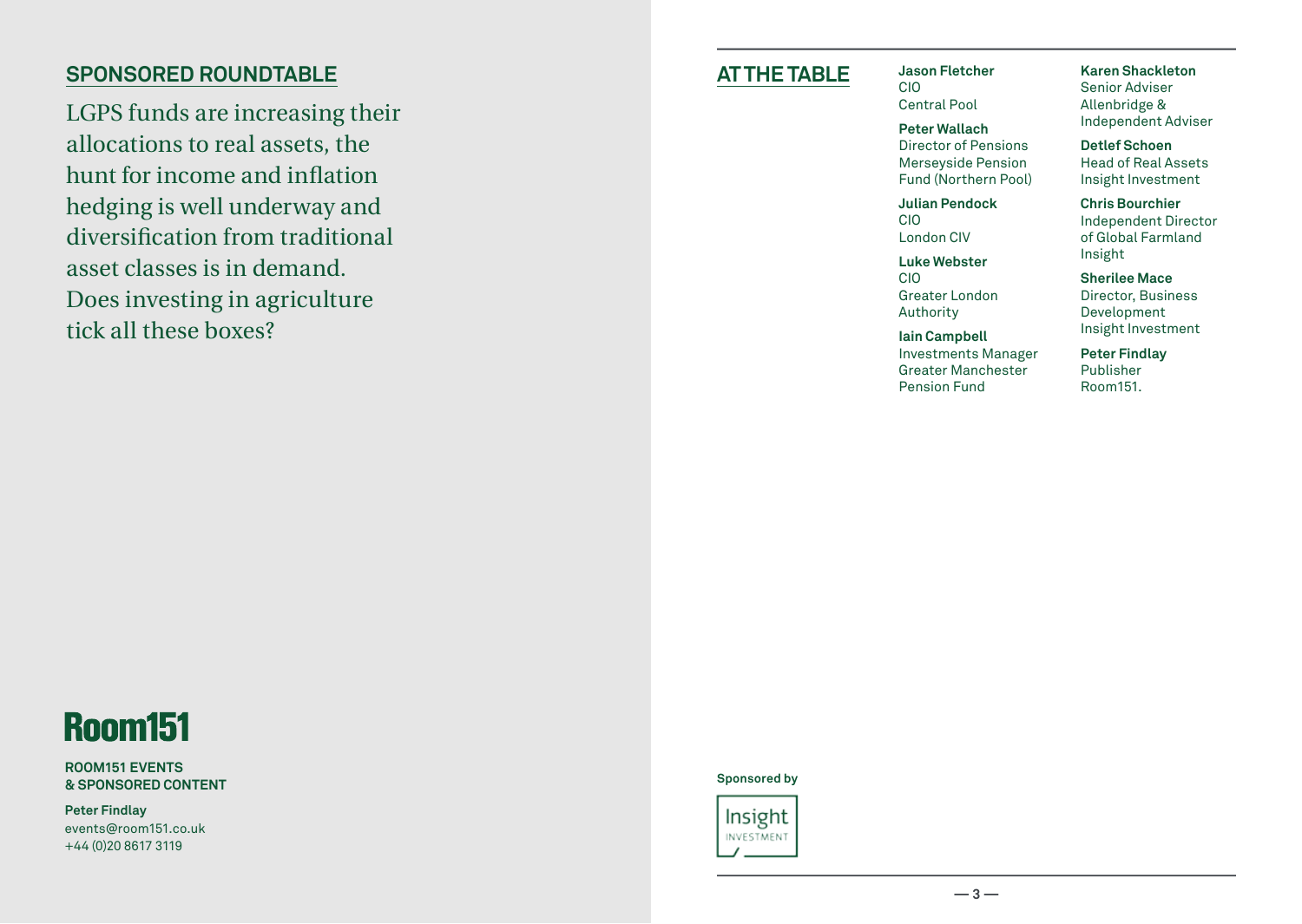## SPONSORED ROUNDTABLE

LGPS funds are increasing their allocations to real assets, the hunt for income and inflation hedging is well underway and diversification from traditional asset classes is in demand. Does investing in agriculture tick all these boxes?

**Room151**

**ROOM151 EVENTS & SPONSORED CONTENT**

**Peter Findlay**
events@room151.co.uk
+44 (0)20 8617 3119

## AT THE TABLE

**Jason Fletcher**
CIO
Central Pool

**Peter Wallach**
Director of Pensions
Merseyside Pension Fund (Northern Pool)

**Julian Pendock**
CIO
London CIV

**Luke Webster**
CIO
Greater London Authority

**Iain Campbell**
Investments Manager
Greater Manchester Pension Fund

**Karen Shackleton**
Senior Adviser
Allenbridge & Independent Adviser

**Detlef Schoen**
Head of Real Assets
Insight Investment

**Chris Bourchier**
Independent Director of Global Farmland
Insight

**Sherilee Mace**
Director, Business Development
Insight Investment

**Peter Findlay**
Publisher
Room151.

**Sponsored by**

Insight INVESTMENT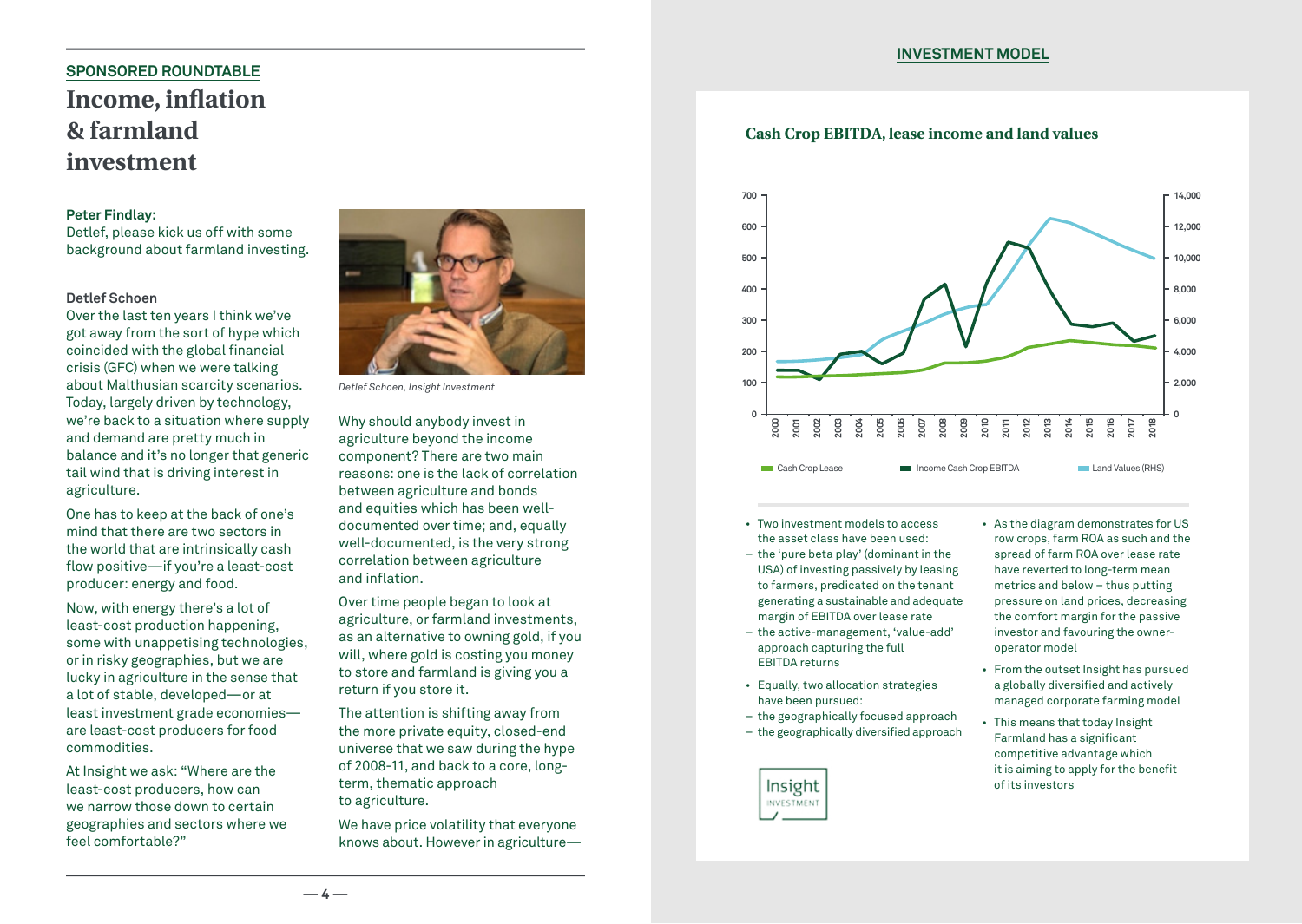SPONSORED ROUNDTABLE

# Income, inflation & farmland investment

**Peter Findlay:**
Detlef, please kick us off with some background about farmland investing.

**Detlef Schoen**
Over the last ten years I think we've got away from the sort of hype which coincided with the global financial crisis (GFC) when we were talking about Malthusian scarcity scenarios. Today, largely driven by technology, we're back to a situation where supply and demand are pretty much in balance and it's no longer that generic tail wind that is driving interest in agriculture.

One has to keep at the back of one's mind that there are two sectors in the world that are intrinsically cash flow positive—if you're a least-cost producer: energy and food.

Now, with energy there's a lot of least-cost production happening, some with unappetising technologies, or in risky geographies, but we are lucky in agriculture in the sense that a lot of stable, developed—or at least investment grade economies—are least-cost producers for food commodities.

At Insight we ask: "Where are the least-cost producers, how can we narrow those down to certain geographies and sectors where we feel comfortable?"

*Detlef Schoen, Insight Investment*

Why should anybody invest in agriculture beyond the income component? There are two main reasons: one is the lack of correlation between agriculture and bonds and equities which has been well-documented over time; and, equally well-documented, is the very strong correlation between agriculture and inflation.

Over time people began to look at agriculture, or farmland investments, as an alternative to owning gold, if you will, where gold is costing you money to store and farmland is giving you a return if you store it.

The attention is shifting away from the more private equity, closed-end universe that we saw during the hype of 2008-11, and back to a core, long-term, thematic approach to agriculture.

We have price volatility that everyone knows about. However in agriculture—

## INVESTMENT MODEL

### Cash Crop EBITDA, lease income and land values

Legend: Cash Crop Lease; Income Cash Crop EBITDA; Land Values (RHS)

Left axis: 0–700; Right axis: 0–14,000; Years: 2000–2018

- Two investment models to access the asset class have been used:
  - the 'pure beta play' (dominant in the USA) of investing passively by leasing to farmers, predicated on the tenant generating a sustainable and adequate margin of EBITDA over lease rate
  - the active-management, 'value-add' approach capturing the full EBITDA returns
- Equally, two allocation strategies have been pursued:
  - the geographically focused approach
  - the geographically diversified approach
- As the diagram demonstrates for US row crops, farm ROA as such and the spread of farm ROA over lease rate have reverted to long-term mean metrics and below – thus putting pressure on land prices, decreasing the comfort margin for the passive investor and favouring the owner-operator model
- From the outset Insight has pursued a globally diversified and actively managed corporate farming model
- This means that today Insight Farmland has a significant competitive advantage which it is aiming to apply for the benefit of its investors

Insight INVESTMENT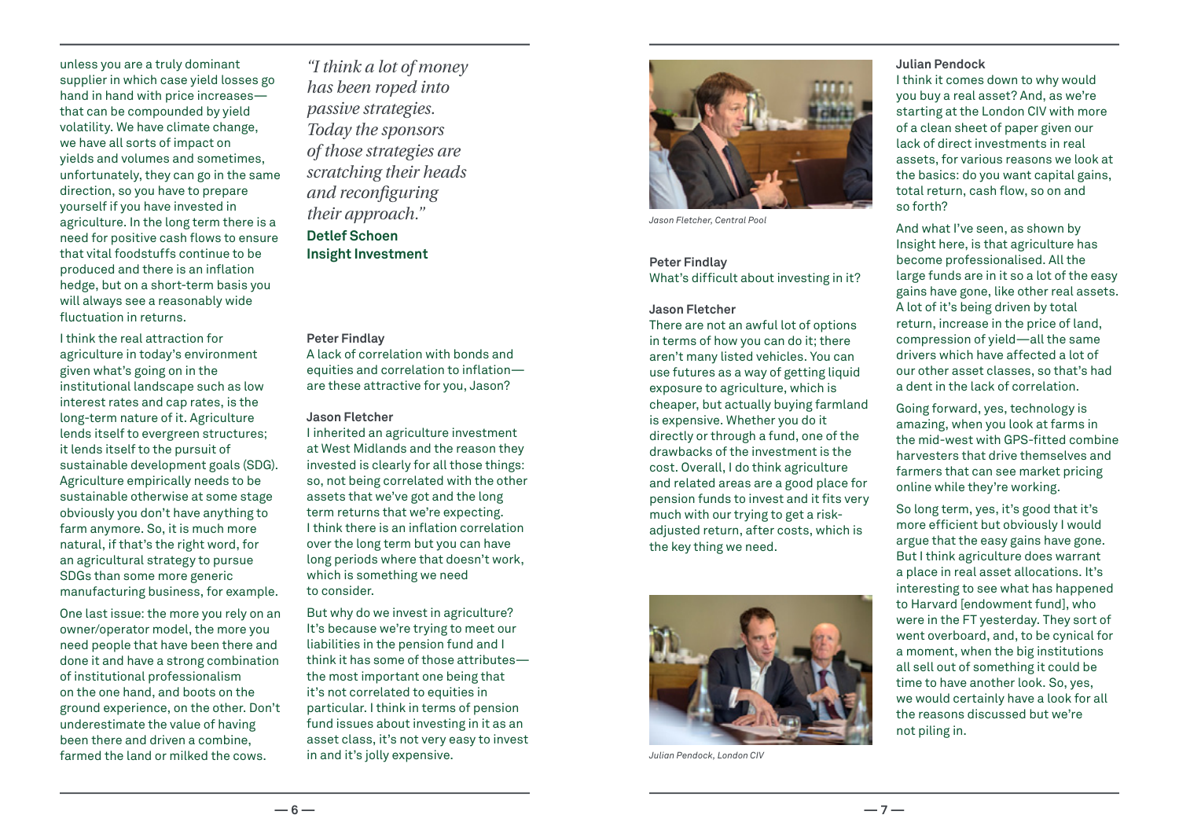unless you are a truly dominant supplier in which case yield losses go hand in hand with price increases—that can be compounded by yield volatility. We have climate change, we have all sorts of impact on yields and volumes and sometimes, unfortunately, they can go in the same direction, so you have to prepare yourself if you have invested in agriculture. In the long term there is a need for positive cash flows to ensure that vital foodstuffs continue to be produced and there is an inflation hedge, but on a short-term basis you will always see a reasonably wide fluctuation in returns.

I think the real attraction for agriculture in today's environment given what's going on in the institutional landscape such as low interest rates and cap rates, is the long-term nature of it. Agriculture lends itself to evergreen structures; it lends itself to the pursuit of sustainable development goals (SDG). Agriculture empirically needs to be sustainable otherwise at some stage obviously you don't have anything to farm anymore. So, it is much more natural, if that's the right word, for an agricultural strategy to pursue SDGs than some more generic manufacturing business, for example.

One last issue: the more you rely on an owner/operator model, the more you need people that have been there and done it and have a strong combination of institutional professionalism on the one hand, and boots on the ground experience, on the other. Don't underestimate the value of having been there and driven a combine, farmed the land or milked the cows.

*"I think a lot of money has been roped into passive strategies. Today the sponsors of those strategies are scratching their heads and reconfiguring their approach."*
**Detlef Schoen**
**Insight Investment**

**Peter Findlay**
A lack of correlation with bonds and equities and correlation to inflation—are these attractive for you, Jason?

**Jason Fletcher**
I inherited an agriculture investment at West Midlands and the reason they invested is clearly for all those things: so, not being correlated with the other assets that we've got and the long term returns that we're expecting. I think there is an inflation correlation over the long term but you can have long periods where that doesn't work, which is something we need to consider.

But why do we invest in agriculture? It's because we're trying to meet our liabilities in the pension fund and I think it has some of those attributes—the most important one being that it's not correlated to equities in particular. I think in terms of pension fund issues about investing in it as an asset class, it's not very easy to invest in and it's jolly expensive.

*Jason Fletcher, Central Pool*

**Peter Findlay**
What's difficult about investing in it?

**Jason Fletcher**
There are not an awful lot of options in terms of how you can do it; there aren't many listed vehicles. You can use futures as a way of getting liquid exposure to agriculture, which is cheaper, but actually buying farmland is expensive. Whether you do it directly or through a fund, one of the drawbacks of the investment is the cost. Overall, I do think agriculture and related areas are a good place for pension funds to invest and it fits very much with our trying to get a risk-adjusted return, after costs, which is the key thing we need.

*Julian Pendock, London CIV*

**Julian Pendock**
I think it comes down to why would you buy a real asset? And, as we're starting at the London CIV with more of a clean sheet of paper given our lack of direct investments in real assets, for various reasons we look at the basics: do you want capital gains, total return, cash flow, so on and so forth?

And what I've seen, as shown by Insight here, is that agriculture has become professionalised. All the large funds are in it so a lot of the easy gains have gone, like other real assets. A lot of it's being driven by total return, increase in the price of land, compression of yield—all the same drivers which have affected a lot of our other asset classes, so that's had a dent in the lack of correlation.

Going forward, yes, technology is amazing, when you look at farms in the mid-west with GPS-fitted combine harvesters that drive themselves and farmers that can see market pricing online while they're working.

So long term, yes, it's good that it's more efficient but obviously I would argue that the easy gains have gone. But I think agriculture does warrant a place in real asset allocations. It's interesting to see what has happened to Harvard [endowment fund], who were in the FT yesterday. They sort of went overboard, and, to be cynical for a moment, when the big institutions all sell out of something it could be time to have another look. So, yes, we would certainly have a look for all the reasons discussed but we're not piling in.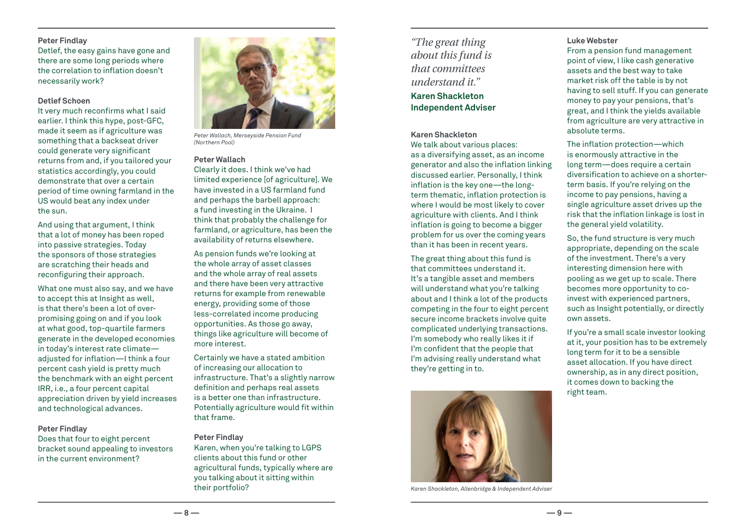**Peter Findlay**
Detlef, the easy gains have gone and there are some long periods where the correlation to inflation doesn't necessarily work?

**Detlef Schoen**
It very much reconfirms what I said earlier. I think this hype, post-GFC, made it seem as if agriculture was something that a backseat driver could generate very significant returns from and, if you tailored your statistics accordingly, you could demonstrate that over a certain period of time owning farmland in the US would beat any index under the sun.

And using that argument, I think that a lot of money has been roped into passive strategies. Today the sponsors of those strategies are scratching their heads and reconfiguring their approach.

What one must also say, and we have to accept this at Insight as well, is that there's been a lot of over-promising going on and if you look at what good, top-quartile farmers generate in the developed economies in today's interest rate climate—adjusted for inflation—I think a four percent cash yield is pretty much the benchmark with an eight percent IRR, i.e., a four percent capital appreciation driven by yield increases and technological advances.

**Peter Findlay**
Does that four to eight percent bracket sound appealing to investors in the current environment?

*Peter Wallach, Merseyside Pension Fund (Northern Pool)*

**Peter Wallach**
Clearly it does. I think we've had limited experience [of agriculture]. We have invested in a US farmland fund and perhaps the barbell approach: a fund investing in the Ukraine. I think that probably the challenge for farmland, or agriculture, has been the availability of returns elsewhere.

As pension funds we're looking at the whole array of asset classes and the whole array of real assets and there have been very attractive returns for example from renewable energy, providing some of those less-correlated income producing opportunities. As those go away, things like agriculture will become of more interest.

Certainly we have a stated ambition of increasing our allocation to infrastructure. That's a slightly narrow definition and perhaps real assets is a better one than infrastructure. Potentially agriculture would fit within that frame.

**Peter Findlay**
Karen, when you're talking to LGPS clients about this fund or other agricultural funds, typically where are you talking about it sitting within their portfolio?

*"The great thing about this fund is that committees understand it."*
**Karen Shackleton**
**Independent Adviser**

**Karen Shackleton**
We talk about various places: as a diversifying asset, as an income generator and also the inflation linking discussed earlier. Personally, I think inflation is the key one—the long-term thematic, inflation protection is where I would be most likely to cover agriculture with clients. And I think inflation is going to become a bigger problem for us over the coming years than it has been in recent years.

The great thing about this fund is that committees understand it. It's a tangible asset and members will understand what you're talking about and I think a lot of the products competing in the four to eight percent secure income brackets involve quite complicated underlying transactions. I'm somebody who really likes it if I'm confident that the people that I'm advising really understand what they're getting in to.

*Karen Shackleton, Allenbridge & Independent Adviser*

**Luke Webster**
From a pension fund management point of view, I like cash generative assets and the best way to take market risk off the table is by not having to sell stuff. If you can generate money to pay your pensions, that's great, and I think the yields available from agriculture are very attractive in absolute terms.

The inflation protection—which is enormously attractive in the long term—does require a certain diversification to achieve on a shorter-term basis. If you're relying on the income to pay pensions, having a single agriculture asset drives up the risk that the inflation linkage is lost in the general yield volatility.

So, the fund structure is very much appropriate, depending on the scale of the investment. There's a very interesting dimension here with pooling as we get up to scale. There becomes more opportunity to co-invest with experienced partners, such as Insight potentially, or directly own assets.

If you're a small scale investor looking at it, your position has to be extremely long term for it to be a sensible asset allocation. If you have direct ownership, as in any direct position, it comes down to backing the right team.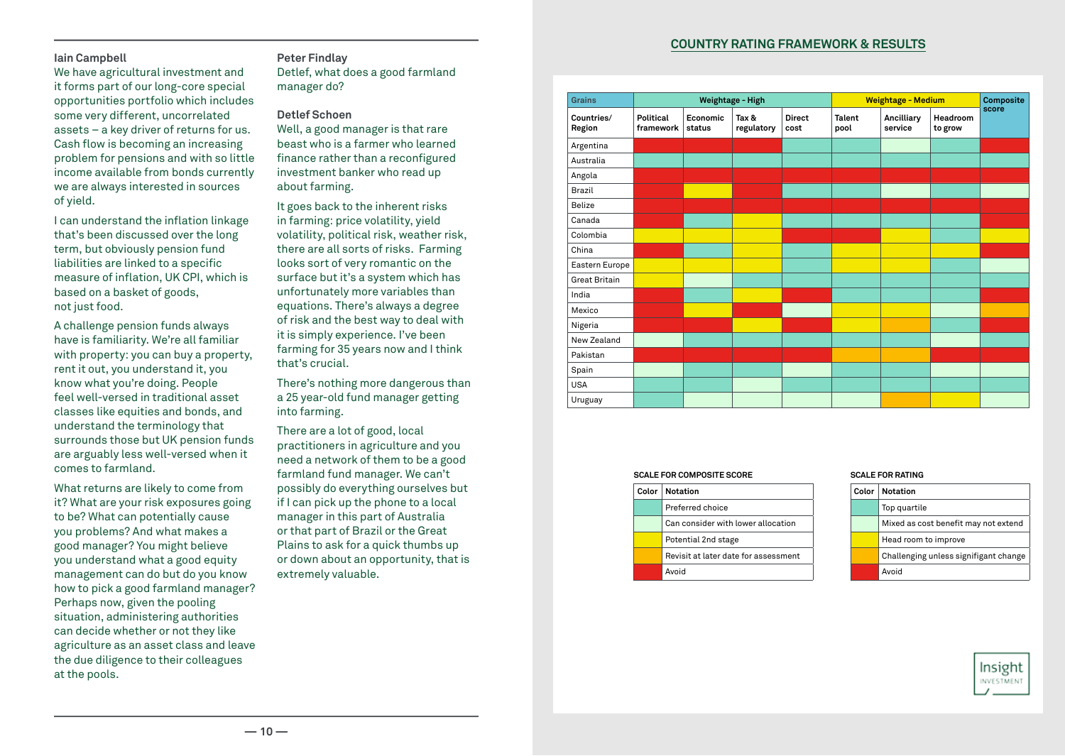**Iain Campbell**
We have agricultural investment and it forms part of our long-core special opportunities portfolio which includes some very different, uncorrelated assets – a key driver of returns for us. Cash flow is becoming an increasing problem for pensions and with so little income available from bonds currently we are always interested in sources of yield.

I can understand the inflation linkage that's been discussed over the long term, but obviously pension fund liabilities are linked to a specific measure of inflation, UK CPI, which is based on a basket of goods, not just food.

A challenge pension funds always have is familiarity. We're all familiar with property: you can buy a property, rent it out, you understand it, you know what you're doing. People feel well-versed in traditional asset classes like equities and bonds, and understand the terminology that surrounds those but UK pension funds are arguably less well-versed when it comes to farmland.

What returns are likely to come from it? What are your risk exposures going to be? What can potentially cause you problems? And what makes a good manager? You might believe you understand what a good equity management can do but do you know how to pick a good farmland manager? Perhaps now, given the pooling situation, administering authorities can decide whether or not they like agriculture as an asset class and leave the due diligence to their colleagues at the pools.

**Peter Findlay**
Detlef, what does a good farmland manager do?

**Detlef Schoen**
Well, a good manager is that rare beast who is a farmer who learned finance rather than a reconfigured investment banker who read up about farming.

It goes back to the inherent risks in farming: price volatility, yield volatility, political risk, weather risk, there are all sorts of risks. Farming looks sort of very romantic on the surface but it's a system which has unfortunately more variables than equations. There's always a degree of risk and the best way to deal with it is simply experience. I've been farming for 35 years now and I think that's crucial.

There's nothing more dangerous than a 25 year-old fund manager getting into farming.

There are a lot of good, local practitioners in agriculture and you need a network of them to be a good farmland fund manager. We can't possibly do everything ourselves but if I can pick up the phone to a local manager in this part of Australia or that part of Brazil or the Great Plains to ask for a quick thumbs up or down about an opportunity, that is extremely valuable.

## COUNTRY RATING FRAMEWORK & RESULTS

| Grains | Weightage - High | | | | Weightage - Medium | | | Composite score |
|---|---|---|---|---|---|---|---|---|
| Countries/ Region | Political framework | Economic status | Tax & regulatory | Direct cost | Talent pool | Ancilliary service | Headroom to grow | |
| Argentina | Red | Red | Red | Teal | Teal | Light green | Teal | Red |
| Australia | Teal | Teal | Teal | Teal | Teal | Teal | Teal | Teal |
| Angola | Red | Red | Red | Red | Red | Red | Red | Red |
| Brazil | Red | Yellow | Red | Teal | Teal | Light green | Teal | Light green |
| Belize | Red | Red | Red | Red | Red | Red | Red | Red |
| Canada | Red | Teal | Teal | Teal | Teal | Teal | Teal | Red |
| Colombia | Yellow | Yellow | Yellow | Red | Red | Yellow | Teal | Yellow |
| China | Red | Teal | Yellow | Teal | Yellow | Yellow | Yellow | Red |
| Eastern Europe | Yellow | Yellow | Yellow | Teal | Yellow | Yellow | Teal | Light green |
| Great Britain | Yellow | Light green | Teal | Teal | Teal | Teal | Teal | Teal |
| India | Red | Teal | Yellow | Red | Teal | Teal | Teal | Red |
| Mexico | Red | Yellow | Red | Light green | Yellow | Yellow | Light green | Orange |
| Nigeria | Red | Red | Yellow | Red | Yellow | Orange | Teal | Red |
| New Zealand | Light green | Teal | Teal | Teal | Teal | Teal | Light green | Teal |
| Pakistan | Red | Red | Red | Red | Orange | Orange | Red | Red |
| Spain | Light green | Teal | Teal | Light green | Teal | Teal | Light green | Light green |
| USA | Teal | Teal | Light green | Teal | Teal | Teal | Teal | Teal |
| Uruguay | Teal | Light green | Light green | Light green | Light green | Orange | Yellow | Light green |

**SCALE FOR COMPOSITE SCORE**

| Color | Notation |
|---|---|
| Teal | Preferred choice |
| Light green | Can consider with lower allocation |
| Yellow | Potential 2nd stage |
| Orange | Revisit at later date for assessment |
| Red | Avoid |

**SCALE FOR RATING**

| Color | Notation |
|---|---|
| Teal | Top quartile |
| Light green | Mixed as cost benefit may not extend |
| Yellow | Head room to improve |
| Orange | Challenging unless signifigant change |
| Red | Avoid |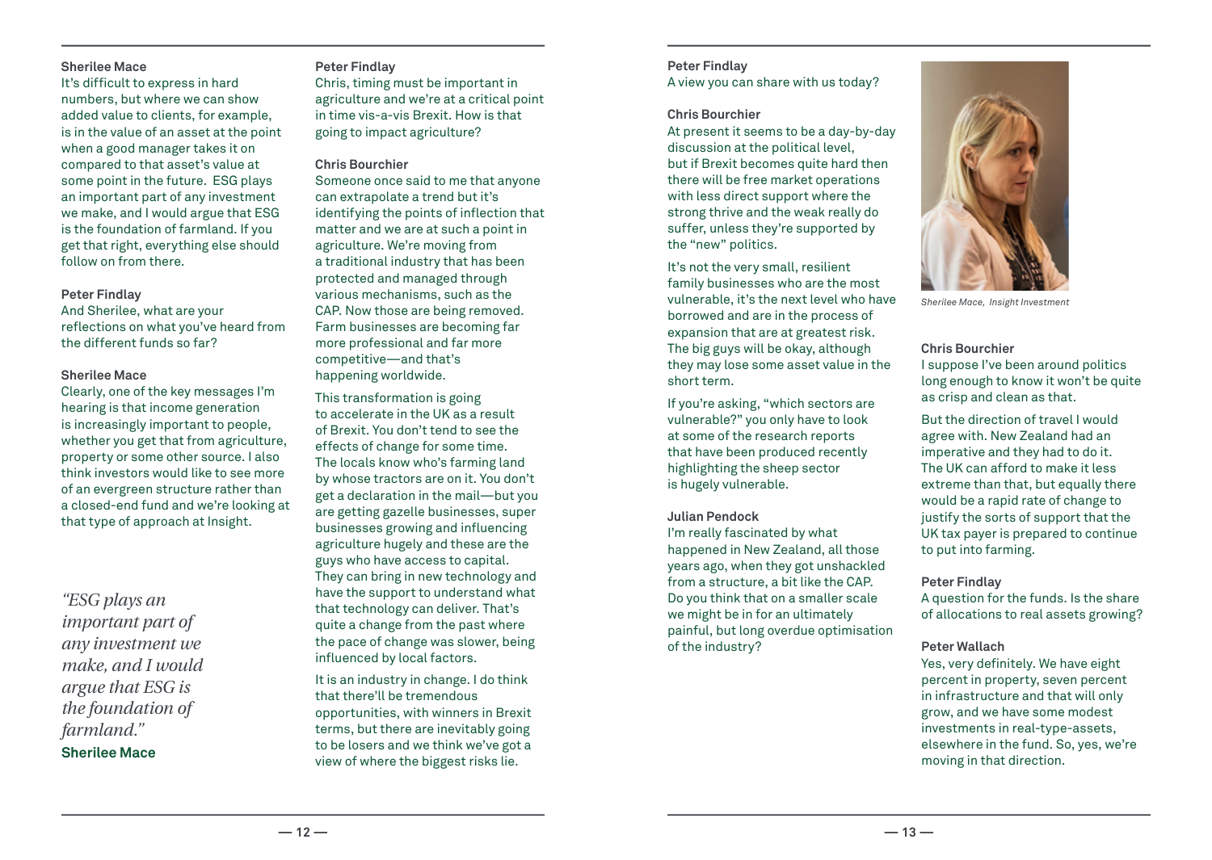**Sherilee Mace**
It's difficult to express in hard numbers, but where we can show added value to clients, for example, is in the value of an asset at the point when a good manager takes it on compared to that asset's value at some point in the future. ESG plays an important part of any investment we make, and I would argue that ESG is the foundation of farmland. If you get that right, everything else should follow on from there.

**Peter Findlay**
And Sherilee, what are your reflections on what you've heard from the different funds so far?

**Sherilee Mace**
Clearly, one of the key messages I'm hearing is that income generation is increasingly important to people, whether you get that from agriculture, property or some other source. I also think investors would like to see more of an evergreen structure rather than a closed-end fund and we're looking at that type of approach at Insight.

> *"ESG plays an important part of any investment we make, and I would argue that ESG is the foundation of farmland."*
> **Sherilee Mace**

**Peter Findlay**
Chris, timing must be important in agriculture and we're at a critical point in time vis-a-vis Brexit. How is that going to impact agriculture?

**Chris Bourchier**
Someone once said to me that anyone can extrapolate a trend but it's identifying the points of inflection that matter and we are at such a point in agriculture. We're moving from a traditional industry that has been protected and managed through various mechanisms, such as the CAP. Now those are being removed. Farm businesses are becoming far more professional and far more competitive—and that's happening worldwide.

This transformation is going to accelerate in the UK as a result of Brexit. You don't tend to see the effects of change for some time. The locals know who's farming land by whose tractors are on it. You don't get a declaration in the mail—but you are getting gazelle businesses, super businesses growing and influencing agriculture hugely and these are the guys who have access to capital. They can bring in new technology and have the support to understand what that technology can deliver. That's quite a change from the past where the pace of change was slower, being influenced by local factors.

It is an industry in change. I do think that there'll be tremendous opportunities, with winners in Brexit terms, but there are inevitably going to be losers and we think we've got a view of where the biggest risks lie.

**Peter Findlay**
A view you can share with us today?

**Chris Bourchier**
At present it seems to be a day-by-day discussion at the political level, but if Brexit becomes quite hard then there will be free market operations with less direct support where the strong thrive and the weak really do suffer, unless they're supported by the "new" politics.

It's not the very small, resilient family businesses who are the most vulnerable, it's the next level who have borrowed and are in the process of expansion that are at greatest risk. The big guys will be okay, although they may lose some asset value in the short term.

If you're asking, "which sectors are vulnerable?" you only have to look at some of the research reports that have been produced recently highlighting the sheep sector is hugely vulnerable.

**Julian Pendock**
I'm really fascinated by what happened in New Zealand, all those years ago, when they got unshackled from a structure, a bit like the CAP. Do you think that on a smaller scale we might be in for an ultimately painful, but long overdue optimisation of the industry?

*Sherilee Mace, Insight Investment*

**Chris Bourchier**
I suppose I've been around politics long enough to know it won't be quite as crisp and clean as that.

But the direction of travel I would agree with. New Zealand had an imperative and they had to do it. The UK can afford to make it less extreme than that, but equally there would be a rapid rate of change to justify the sorts of support that the UK tax payer is prepared to continue to put into farming.

**Peter Findlay**
A question for the funds. Is the share of allocations to real assets growing?

**Peter Wallach**
Yes, very definitely. We have eight percent in property, seven percent in infrastructure and that will only grow, and we have some modest investments in real-type-assets, elsewhere in the fund. So, yes, we're moving in that direction.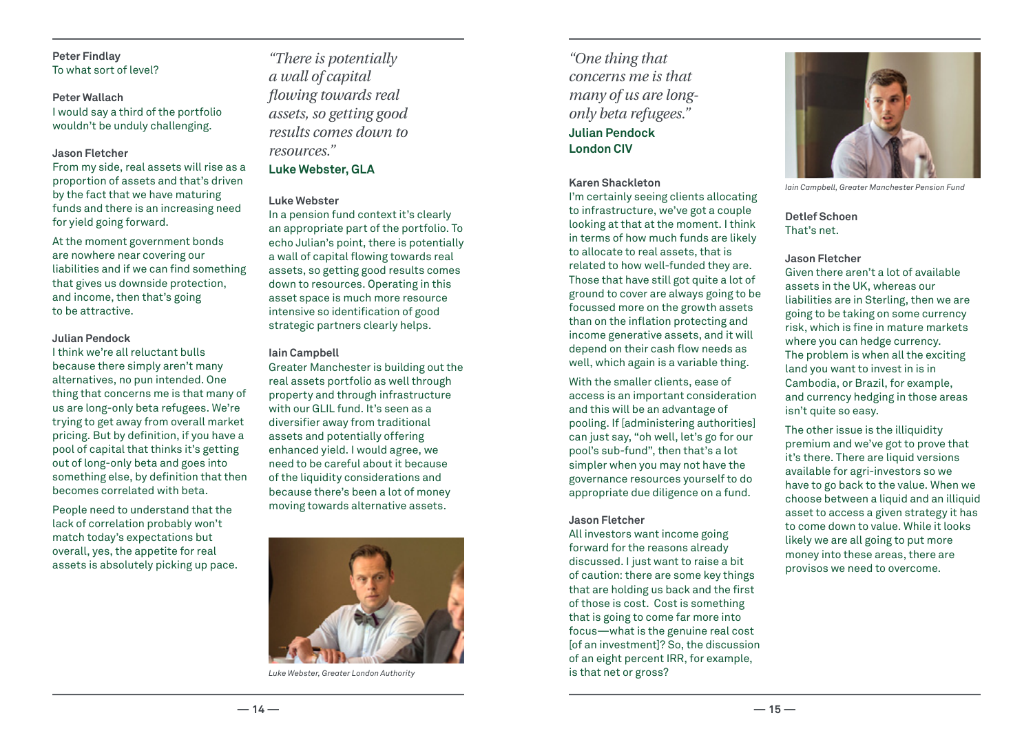**Peter Findlay**
To what sort of level?

**Peter Wallach**
I would say a third of the portfolio wouldn't be unduly challenging.

**Jason Fletcher**
From my side, real assets will rise as a proportion of assets and that's driven by the fact that we have maturing funds and there is an increasing need for yield going forward.

At the moment government bonds are nowhere near covering our liabilities and if we can find something that gives us downside protection, and income, then that's going to be attractive.

**Julian Pendock**
I think we're all reluctant bulls because there simply aren't many alternatives, no pun intended. One thing that concerns me is that many of us are long-only beta refugees. We're trying to get away from overall market pricing. But by definition, if you have a pool of capital that thinks it's getting out of long-only beta and goes into something else, by definition that then becomes correlated with beta.

People need to understand that the lack of correlation probably won't match today's expectations but overall, yes, the appetite for real assets is absolutely picking up pace.

*"There is potentially a wall of capital flowing towards real assets, so getting good results comes down to resources."*
**Luke Webster, GLA**

**Luke Webster**
In a pension fund context it's clearly an appropriate part of the portfolio. To echo Julian's point, there is potentially a wall of capital flowing towards real assets, so getting good results comes down to resources. Operating in this asset space is much more resource intensive so identification of good strategic partners clearly helps.

**Iain Campbell**
Greater Manchester is building out the real assets portfolio as well through property and through infrastructure with our GLIL fund. It's seen as a diversifier away from traditional assets and potentially offering enhanced yield. I would agree, we need to be careful about it because of the liquidity considerations and because there's been a lot of money moving towards alternative assets.

*Luke Webster, Greater London Authority*

*"One thing that concerns me is that many of us are long-only beta refugees."*
**Julian Pendock**
**London CIV**

**Karen Shackleton**
I'm certainly seeing clients allocating to infrastructure, we've got a couple looking at that at the moment. I think in terms of how much funds are likely to allocate to real assets, that is related to how well-funded they are. Those that have still got quite a lot of ground to cover are always going to be focussed more on the growth assets than on the inflation protecting and income generative assets, and it will depend on their cash flow needs as well, which again is a variable thing.

With the smaller clients, ease of access is an important consideration and this will be an advantage of pooling. If [administering authorities] can just say, "oh well, let's go for our pool's sub-fund", then that's a lot simpler when you may not have the governance resources yourself to do appropriate due diligence on a fund.

**Jason Fletcher**
All investors want income going forward for the reasons already discussed. I just want to raise a bit of caution: there are some key things that are holding us back and the first of those is cost. Cost is something that is going to come far more into focus—what is the genuine real cost [of an investment]? So, the discussion of an eight percent IRR, for example, is that net or gross?

*Iain Campbell, Greater Manchester Pension Fund*

**Detlef Schoen**
That's net.

**Jason Fletcher**
Given there aren't a lot of available assets in the UK, whereas our liabilities are in Sterling, then we are going to be taking on some currency risk, which is fine in mature markets where you can hedge currency. The problem is when all the exciting land you want to invest in is in Cambodia, or Brazil, for example, and currency hedging in those areas isn't quite so easy.

The other issue is the illiquidity premium and we've got to prove that it's there. There are liquid versions available for agri-investors so we have to go back to the value. When we choose between a liquid and an illiquid asset to access a given strategy it has to come down to value. While it looks likely we are all going to put more money into these areas, there are provisos we need to overcome.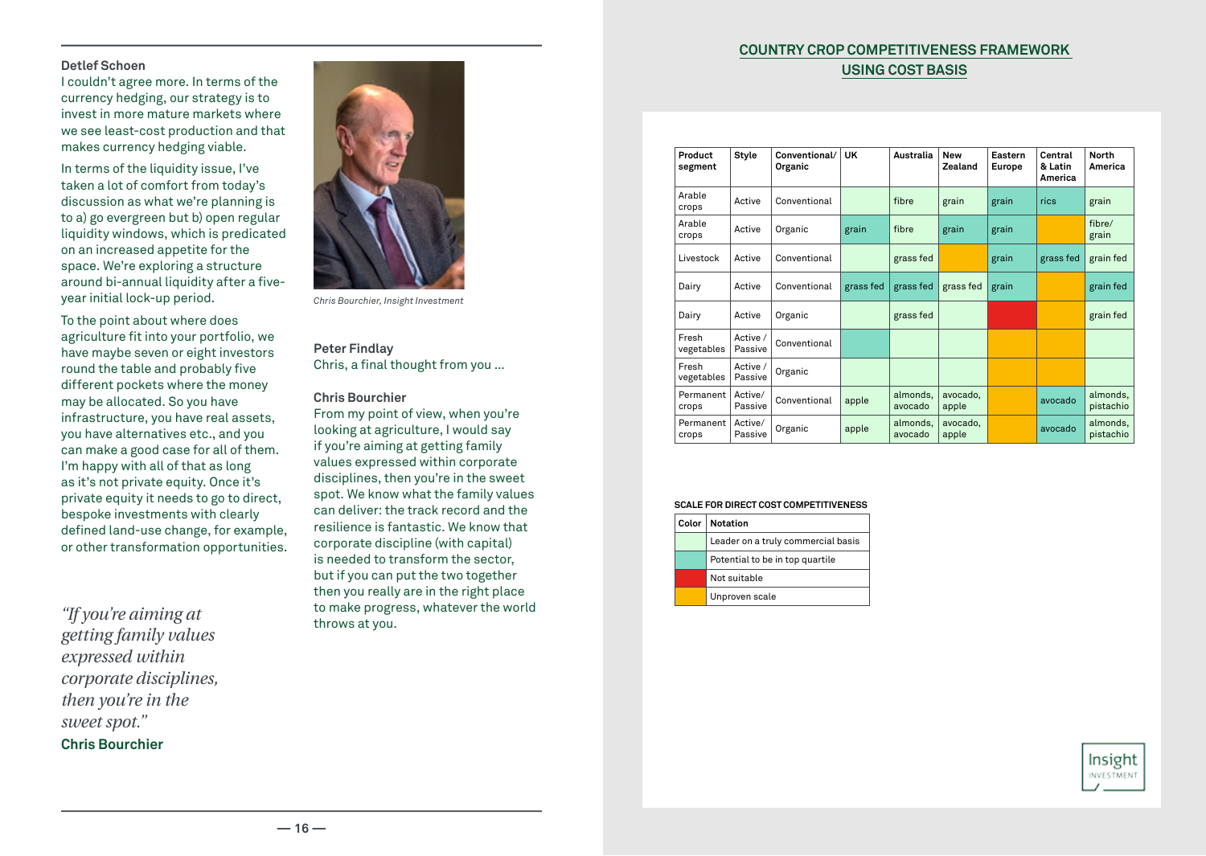**Detlef Schoen**
I couldn't agree more. In terms of the currency hedging, our strategy is to invest in more mature markets where we see least-cost production and that makes currency hedging viable.

In terms of the liquidity issue, I've taken a lot of comfort from today's discussion as what we're planning is to a) go evergreen but b) open regular liquidity windows, which is predicated on an increased appetite for the space. We're exploring a structure around bi-annual liquidity after a five-year initial lock-up period.

To the point about where does agriculture fit into your portfolio, we have maybe seven or eight investors round the table and probably five different pockets where the money may be allocated. So you have infrastructure, you have real assets, you have alternatives etc., and you can make a good case for all of them. I'm happy with all of that as long as it's not private equity. Once it's private equity it needs to go to direct, bespoke investments with clearly defined land-use change, for example, or other transformation opportunities.

*"If you're aiming at getting family values expressed within corporate disciplines, then you're in the sweet spot."*
**Chris Bourchier**

*Chris Bourchier, Insight Investment*

**Peter Findlay**
Chris, a final thought from you ...

**Chris Bourchier**
From my point of view, when you're looking at agriculture, I would say if you're aiming at getting family values expressed within corporate disciplines, then you're in the sweet spot. We know what the family values can deliver: the track record and the resilience is fantastic. We know that corporate discipline (with capital) is needed to transform the sector, but if you can put the two together then you really are in the right place to make progress, whatever the world throws at you.

## COUNTRY CROP COMPETITIVENESS FRAMEWORK USING COST BASIS

| Product segment | Style | Conventional/ Organic | UK | Australia | New Zealand | Eastern Europe | Central & Latin America | North America |
|---|---|---|---|---|---|---|---|---|
| Arable crops | Active | Conventional | | fibre | grain | grain | rics | grain |
| Arable crops | Active | Organic | grain | fibre | grain | grain | | fibre/ grain |
| Livestock | Active | Conventional | | grass fed | | grain | grass fed | grain fed |
| Dairy | Active | Conventional | grass fed | grass fed | grass fed | grain | | grain fed |
| Dairy | Active | Organic | | grass fed | | | | grain fed |
| Fresh vegetables | Active / Passive | Conventional | | | | | | |
| Fresh vegetables | Active / Passive | Organic | | | | | | |
| Permanent crops | Active/ Passive | Conventional | apple | almonds, avocado | avocado, apple | | avocado | almonds, pistachio |
| Permanent crops | Active/ Passive | Organic | apple | almonds, avocado | avocado, apple | | avocado | almonds, pistachio |

**SCALE FOR DIRECT COST COMPETITIVENESS**

| Color | Notation |
|---|---|
| Light green | Leader on a truly commercial basis |
| Teal | Potential to be in top quartile |
| Red | Not suitable |
| Amber | Unproven scale |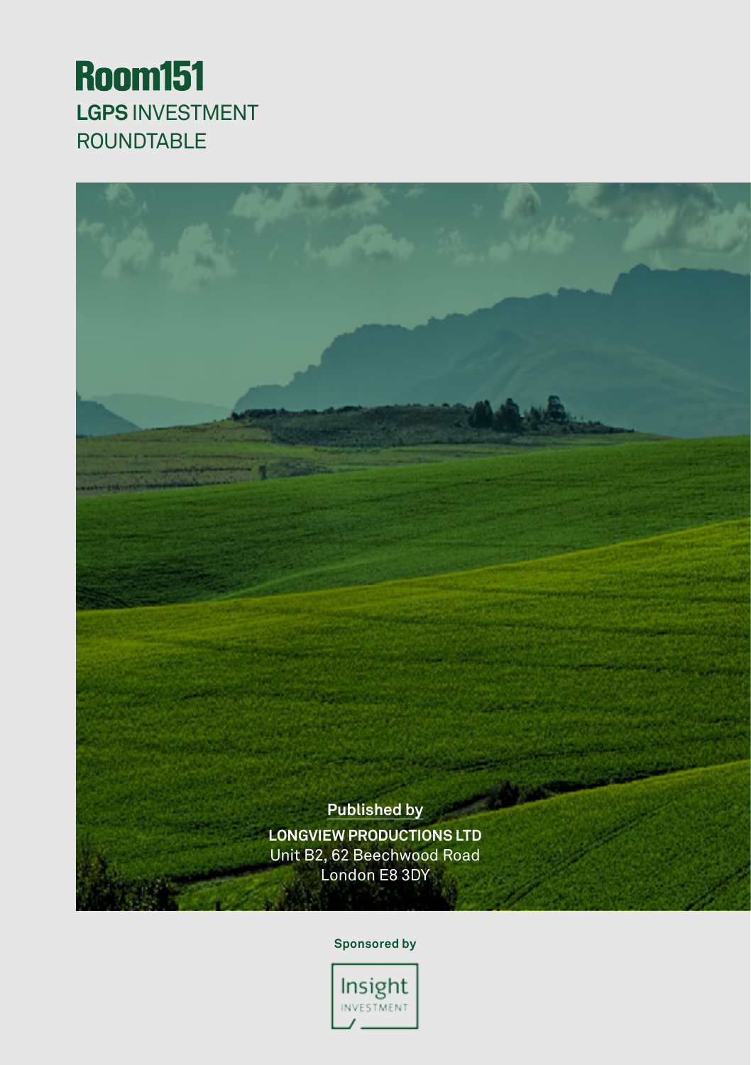# Room151

## LGPS INVESTMENT ROUNDTABLE

**Published by**

**LONGVIEW PRODUCTIONS LTD**
Unit B2, 62 Beechwood Road
London E8 3DY

**Sponsored by**

Insight
INVESTMENT